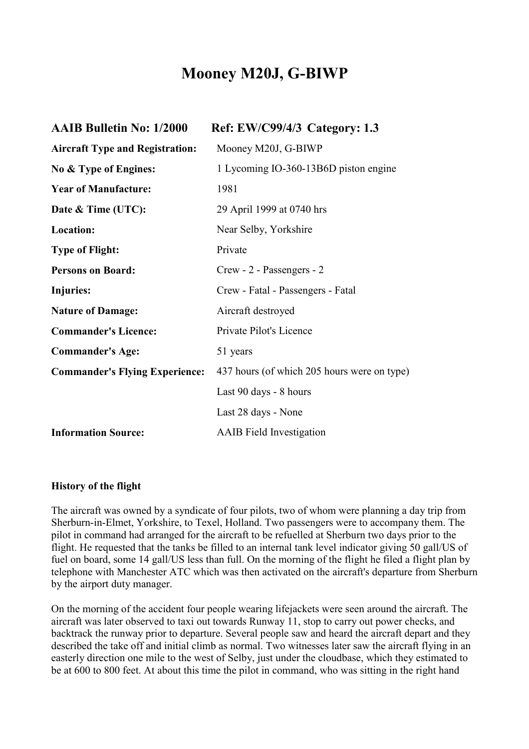# Mooney M20J, G-BIWP

## AAIB Bulletin No: 1/2000 Ref: EW/C99/4/3 Category: 1.3

| | |
|---|---|
| **Aircraft Type and Registration:** | Mooney M20J, G-BIWP |
| **No & Type of Engines:** | 1 Lycoming IO-360-13B6D piston engine |
| **Year of Manufacture:** | 1981 |
| **Date & Time (UTC):** | 29 April 1999 at 0740 hrs |
| **Location:** | Near Selby, Yorkshire |
| **Type of Flight:** | Private |
| **Persons on Board:** | Crew - 2 - Passengers - 2 |
| **Injuries:** | Crew - Fatal - Passengers - Fatal |
| **Nature of Damage:** | Aircraft destroyed |
| **Commander's Licence:** | Private Pilot's Licence |
| **Commander's Age:** | 51 years |
| **Commander's Flying Experience:** | 437 hours (of which 205 hours were on type) |
| | Last 90 days - 8 hours |
| | Last 28 days - None |
| **Information Source:** | AAIB Field Investigation |

**History of the flight**

The aircraft was owned by a syndicate of four pilots, two of whom were planning a day trip from Sherburn-in-Elmet, Yorkshire, to Texel, Holland. Two passengers were to accompany them. The pilot in command had arranged for the aircraft to be refuelled at Sherburn two days prior to the flight. He requested that the tanks be filled to an internal tank level indicator giving 50 gall/US of fuel on board, some 14 gall/US less than full. On the morning of the flight he filed a flight plan by telephone with Manchester ATC which was then activated on the aircraft's departure from Sherburn by the airport duty manager.

On the morning of the accident four people wearing lifejackets were seen around the aircraft. The aircraft was later observed to taxi out towards Runway 11, stop to carry out power checks, and backtrack the runway prior to departure. Several people saw and heard the aircraft depart and they described the take off and initial climb as normal. Two witnesses later saw the aircraft flying in an easterly direction one mile to the west of Selby, just under the cloudbase, which they estimated to be at 600 to 800 feet. At about this time the pilot in command, who was sitting in the right hand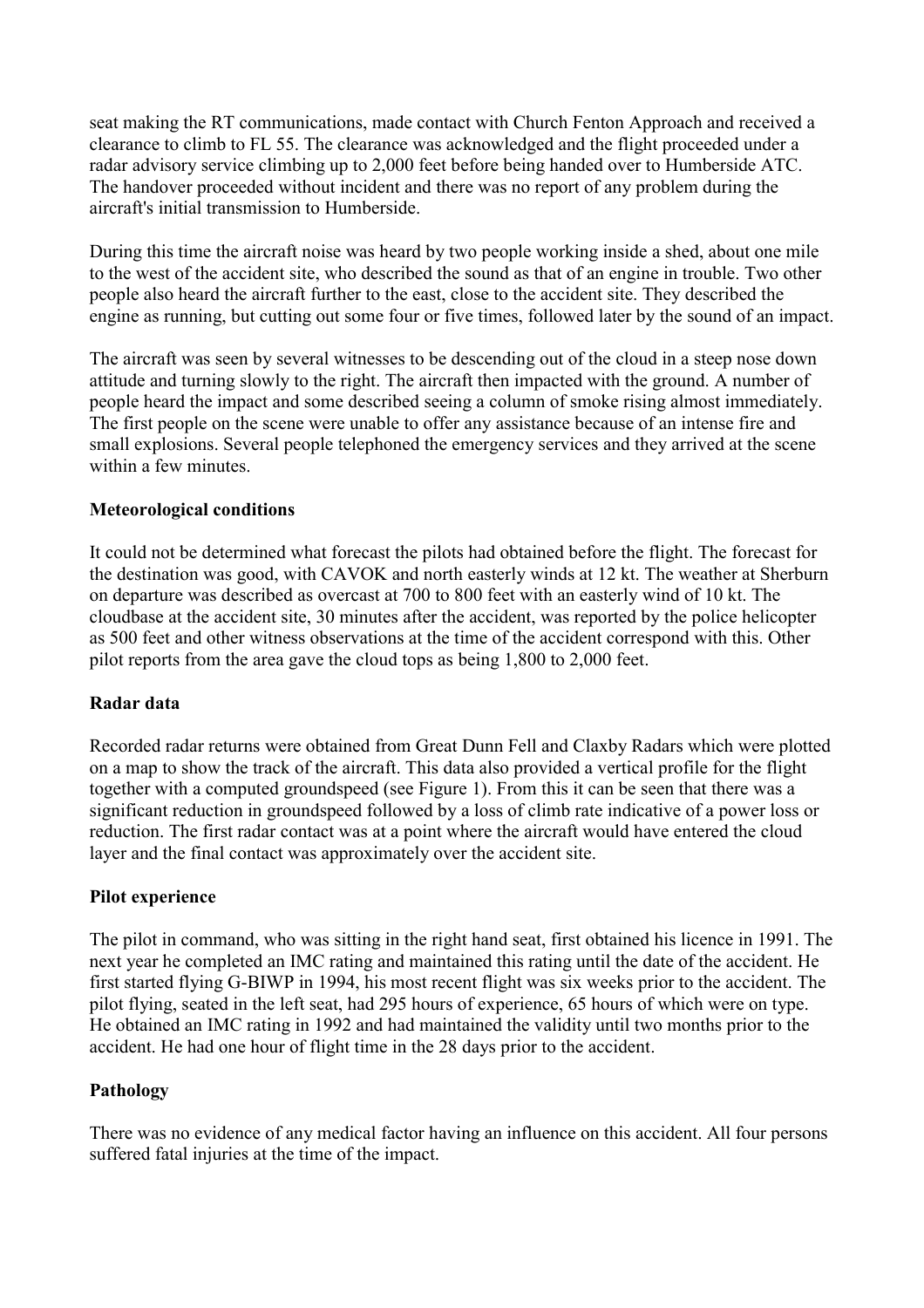seat making the RT communications, made contact with Church Fenton Approach and received a clearance to climb to FL 55. The clearance was acknowledged and the flight proceeded under a radar advisory service climbing up to 2,000 feet before being handed over to Humberside ATC. The handover proceeded without incident and there was no report of any problem during the aircraft's initial transmission to Humberside.

During this time the aircraft noise was heard by two people working inside a shed, about one mile to the west of the accident site, who described the sound as that of an engine in trouble. Two other people also heard the aircraft further to the east, close to the accident site. They described the engine as running, but cutting out some four or five times, followed later by the sound of an impact.

The aircraft was seen by several witnesses to be descending out of the cloud in a steep nose down attitude and turning slowly to the right. The aircraft then impacted with the ground. A number of people heard the impact and some described seeing a column of smoke rising almost immediately. The first people on the scene were unable to offer any assistance because of an intense fire and small explosions. Several people telephoned the emergency services and they arrived at the scene within a few minutes.

**Meteorological conditions**

It could not be determined what forecast the pilots had obtained before the flight. The forecast for the destination was good, with CAVOK and north easterly winds at 12 kt. The weather at Sherburn on departure was described as overcast at 700 to 800 feet with an easterly wind of 10 kt. The cloudbase at the accident site, 30 minutes after the accident, was reported by the police helicopter as 500 feet and other witness observations at the time of the accident correspond with this. Other pilot reports from the area gave the cloud tops as being 1,800 to 2,000 feet.

**Radar data**

Recorded radar returns were obtained from Great Dunn Fell and Claxby Radars which were plotted on a map to show the track of the aircraft. This data also provided a vertical profile for the flight together with a computed groundspeed (see Figure 1). From this it can be seen that there was a significant reduction in groundspeed followed by a loss of climb rate indicative of a power loss or reduction. The first radar contact was at a point where the aircraft would have entered the cloud layer and the final contact was approximately over the accident site.

**Pilot experience**

The pilot in command, who was sitting in the right hand seat, first obtained his licence in 1991. The next year he completed an IMC rating and maintained this rating until the date of the accident. He first started flying G-BIWP in 1994, his most recent flight was six weeks prior to the accident. The pilot flying, seated in the left seat, had 295 hours of experience, 65 hours of which were on type. He obtained an IMC rating in 1992 and had maintained the validity until two months prior to the accident. He had one hour of flight time in the 28 days prior to the accident.

**Pathology**

There was no evidence of any medical factor having an influence on this accident. All four persons suffered fatal injuries at the time of the impact.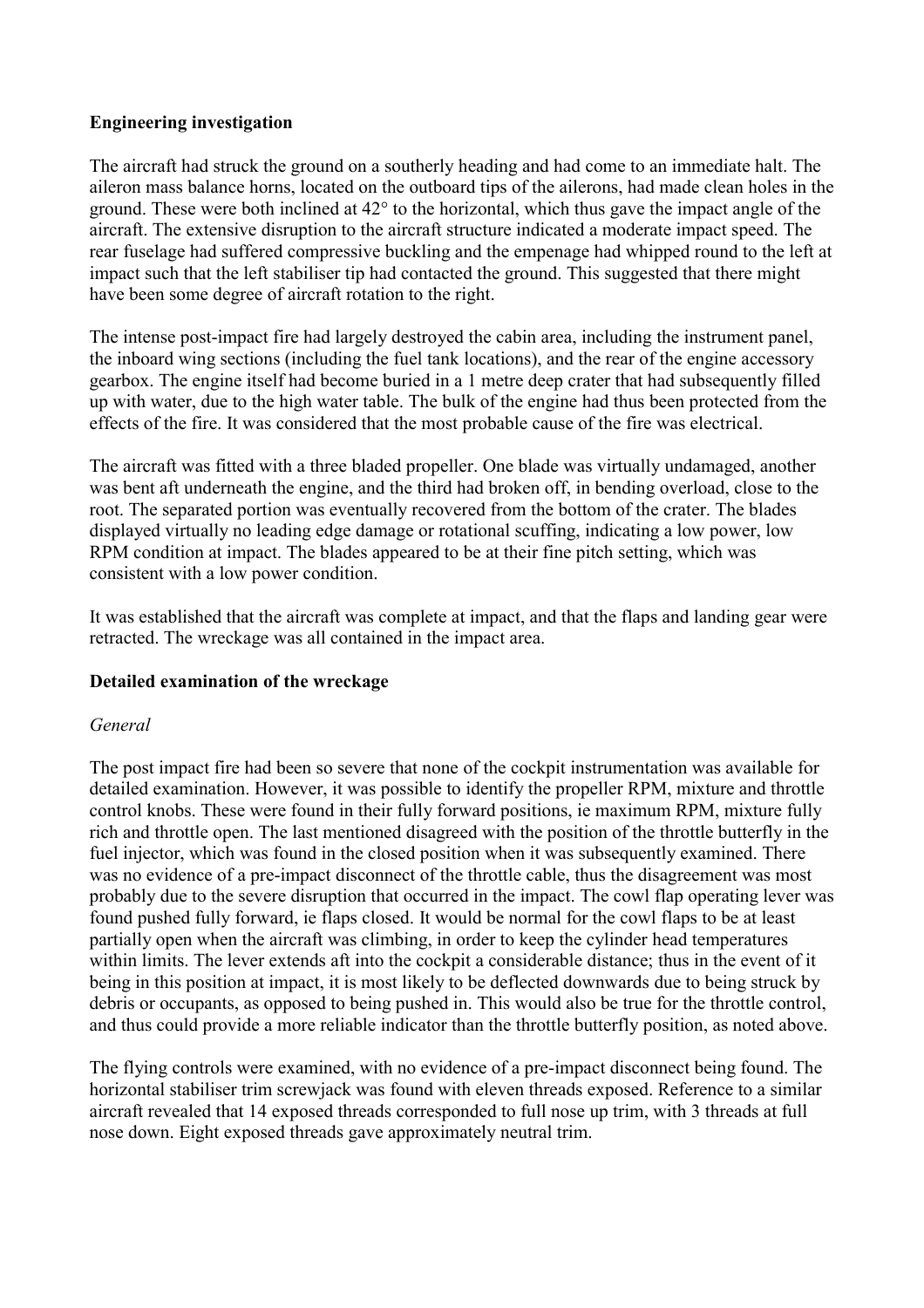**Engineering investigation**

The aircraft had struck the ground on a southerly heading and had come to an immediate halt. The aileron mass balance horns, located on the outboard tips of the ailerons, had made clean holes in the ground. These were both inclined at 42° to the horizontal, which thus gave the impact angle of the aircraft. The extensive disruption to the aircraft structure indicated a moderate impact speed. The rear fuselage had suffered compressive buckling and the empenage had whipped round to the left at impact such that the left stabiliser tip had contacted the ground. This suggested that there might have been some degree of aircraft rotation to the right.

The intense post-impact fire had largely destroyed the cabin area, including the instrument panel, the inboard wing sections (including the fuel tank locations), and the rear of the engine accessory gearbox. The engine itself had become buried in a 1 metre deep crater that had subsequently filled up with water, due to the high water table. The bulk of the engine had thus been protected from the effects of the fire. It was considered that the most probable cause of the fire was electrical.

The aircraft was fitted with a three bladed propeller. One blade was virtually undamaged, another was bent aft underneath the engine, and the third had broken off, in bending overload, close to the root. The separated portion was eventually recovered from the bottom of the crater. The blades displayed virtually no leading edge damage or rotational scuffing, indicating a low power, low RPM condition at impact. The blades appeared to be at their fine pitch setting, which was consistent with a low power condition.

It was established that the aircraft was complete at impact, and that the flaps and landing gear were retracted. The wreckage was all contained in the impact area.

**Detailed examination of the wreckage**

*General*

The post impact fire had been so severe that none of the cockpit instrumentation was available for detailed examination. However, it was possible to identify the propeller RPM, mixture and throttle control knobs. These were found in their fully forward positions, ie maximum RPM, mixture fully rich and throttle open. The last mentioned disagreed with the position of the throttle butterfly in the fuel injector, which was found in the closed position when it was subsequently examined. There was no evidence of a pre-impact disconnect of the throttle cable, thus the disagreement was most probably due to the severe disruption that occurred in the impact. The cowl flap operating lever was found pushed fully forward, ie flaps closed. It would be normal for the cowl flaps to be at least partially open when the aircraft was climbing, in order to keep the cylinder head temperatures within limits. The lever extends aft into the cockpit a considerable distance; thus in the event of it being in this position at impact, it is most likely to be deflected downwards due to being struck by debris or occupants, as opposed to being pushed in. This would also be true for the throttle control, and thus could provide a more reliable indicator than the throttle butterfly position, as noted above.

The flying controls were examined, with no evidence of a pre-impact disconnect being found. The horizontal stabiliser trim screwjack was found with eleven threads exposed. Reference to a similar aircraft revealed that 14 exposed threads corresponded to full nose up trim, with 3 threads at full nose down. Eight exposed threads gave approximately neutral trim.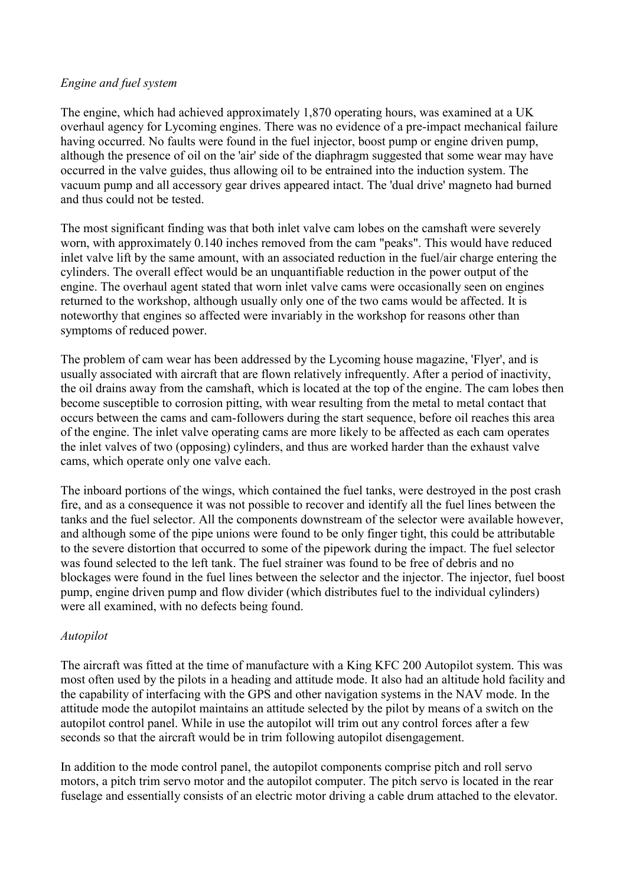*Engine and fuel system*

The engine, which had achieved approximately 1,870 operating hours, was examined at a UK overhaul agency for Lycoming engines. There was no evidence of a pre-impact mechanical failure having occurred. No faults were found in the fuel injector, boost pump or engine driven pump, although the presence of oil on the 'air' side of the diaphragm suggested that some wear may have occurred in the valve guides, thus allowing oil to be entrained into the induction system. The vacuum pump and all accessory gear drives appeared intact. The 'dual drive' magneto had burned and thus could not be tested.

The most significant finding was that both inlet valve cam lobes on the camshaft were severely worn, with approximately 0.140 inches removed from the cam "peaks". This would have reduced inlet valve lift by the same amount, with an associated reduction in the fuel/air charge entering the cylinders. The overall effect would be an unquantifiable reduction in the power output of the engine. The overhaul agent stated that worn inlet valve cams were occasionally seen on engines returned to the workshop, although usually only one of the two cams would be affected. It is noteworthy that engines so affected were invariably in the workshop for reasons other than symptoms of reduced power.

The problem of cam wear has been addressed by the Lycoming house magazine, 'Flyer', and is usually associated with aircraft that are flown relatively infrequently. After a period of inactivity, the oil drains away from the camshaft, which is located at the top of the engine. The cam lobes then become susceptible to corrosion pitting, with wear resulting from the metal to metal contact that occurs between the cams and cam-followers during the start sequence, before oil reaches this area of the engine. The inlet valve operating cams are more likely to be affected as each cam operates the inlet valves of two (opposing) cylinders, and thus are worked harder than the exhaust valve cams, which operate only one valve each.

The inboard portions of the wings, which contained the fuel tanks, were destroyed in the post crash fire, and as a consequence it was not possible to recover and identify all the fuel lines between the tanks and the fuel selector. All the components downstream of the selector were available however, and although some of the pipe unions were found to be only finger tight, this could be attributable to the severe distortion that occurred to some of the pipework during the impact. The fuel selector was found selected to the left tank. The fuel strainer was found to be free of debris and no blockages were found in the fuel lines between the selector and the injector. The injector, fuel boost pump, engine driven pump and flow divider (which distributes fuel to the individual cylinders) were all examined, with no defects being found.

*Autopilot*

The aircraft was fitted at the time of manufacture with a King KFC 200 Autopilot system. This was most often used by the pilots in a heading and attitude mode. It also had an altitude hold facility and the capability of interfacing with the GPS and other navigation systems in the NAV mode. In the attitude mode the autopilot maintains an attitude selected by the pilot by means of a switch on the autopilot control panel. While in use the autopilot will trim out any control forces after a few seconds so that the aircraft would be in trim following autopilot disengagement.

In addition to the mode control panel, the autopilot components comprise pitch and roll servo motors, a pitch trim servo motor and the autopilot computer. The pitch servo is located in the rear fuselage and essentially consists of an electric motor driving a cable drum attached to the elevator.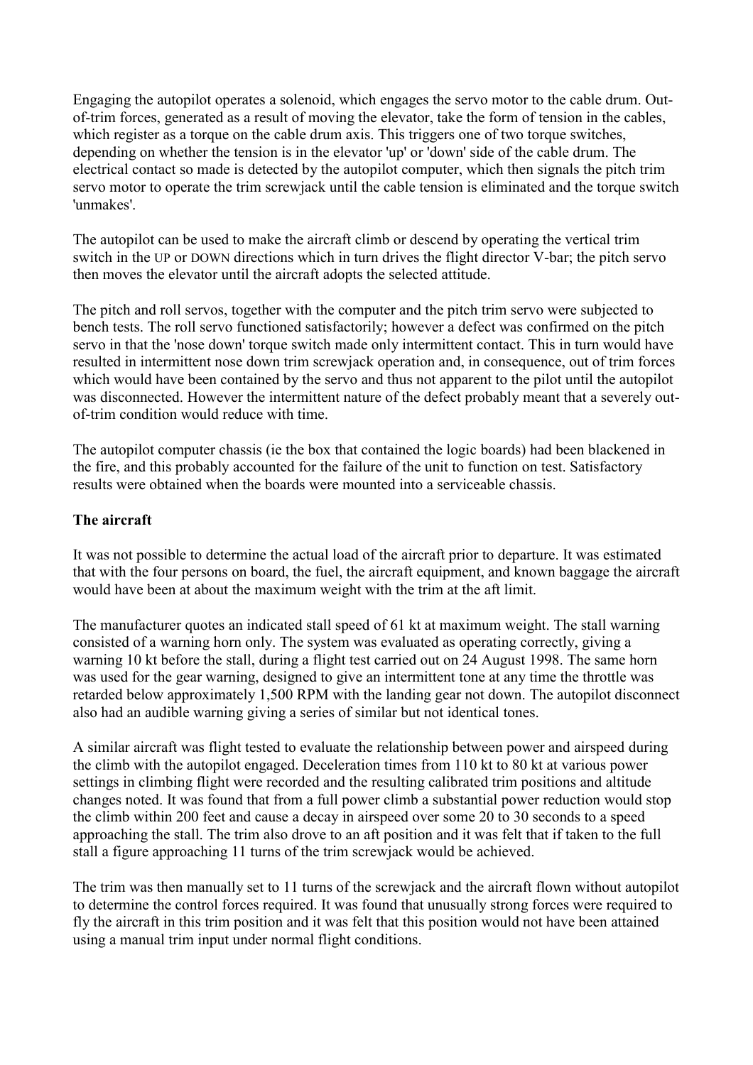Engaging the autopilot operates a solenoid, which engages the servo motor to the cable drum. Out-of-trim forces, generated as a result of moving the elevator, take the form of tension in the cables, which register as a torque on the cable drum axis. This triggers one of two torque switches, depending on whether the tension is in the elevator 'up' or 'down' side of the cable drum. The electrical contact so made is detected by the autopilot computer, which then signals the pitch trim servo motor to operate the trim screwjack until the cable tension is eliminated and the torque switch 'unmakes'.

The autopilot can be used to make the aircraft climb or descend by operating the vertical trim switch in the UP or DOWN directions which in turn drives the flight director V-bar; the pitch servo then moves the elevator until the aircraft adopts the selected attitude.

The pitch and roll servos, together with the computer and the pitch trim servo were subjected to bench tests. The roll servo functioned satisfactorily; however a defect was confirmed on the pitch servo in that the 'nose down' torque switch made only intermittent contact. This in turn would have resulted in intermittent nose down trim screwjack operation and, in consequence, out of trim forces which would have been contained by the servo and thus not apparent to the pilot until the autopilot was disconnected. However the intermittent nature of the defect probably meant that a severely out-of-trim condition would reduce with time.

The autopilot computer chassis (ie the box that contained the logic boards) had been blackened in the fire, and this probably accounted for the failure of the unit to function on test. Satisfactory results were obtained when the boards were mounted into a serviceable chassis.

**The aircraft**

It was not possible to determine the actual load of the aircraft prior to departure. It was estimated that with the four persons on board, the fuel, the aircraft equipment, and known baggage the aircraft would have been at about the maximum weight with the trim at the aft limit.

The manufacturer quotes an indicated stall speed of 61 kt at maximum weight. The stall warning consisted of a warning horn only. The system was evaluated as operating correctly, giving a warning 10 kt before the stall, during a flight test carried out on 24 August 1998. The same horn was used for the gear warning, designed to give an intermittent tone at any time the throttle was retarded below approximately 1,500 RPM with the landing gear not down. The autopilot disconnect also had an audible warning giving a series of similar but not identical tones.

A similar aircraft was flight tested to evaluate the relationship between power and airspeed during the climb with the autopilot engaged. Deceleration times from 110 kt to 80 kt at various power settings in climbing flight were recorded and the resulting calibrated trim positions and altitude changes noted. It was found that from a full power climb a substantial power reduction would stop the climb within 200 feet and cause a decay in airspeed over some 20 to 30 seconds to a speed approaching the stall. The trim also drove to an aft position and it was felt that if taken to the full stall a figure approaching 11 turns of the trim screwjack would be achieved.

The trim was then manually set to 11 turns of the screwjack and the aircraft flown without autopilot to determine the control forces required. It was found that unusually strong forces were required to fly the aircraft in this trim position and it was felt that this position would not have been attained using a manual trim input under normal flight conditions.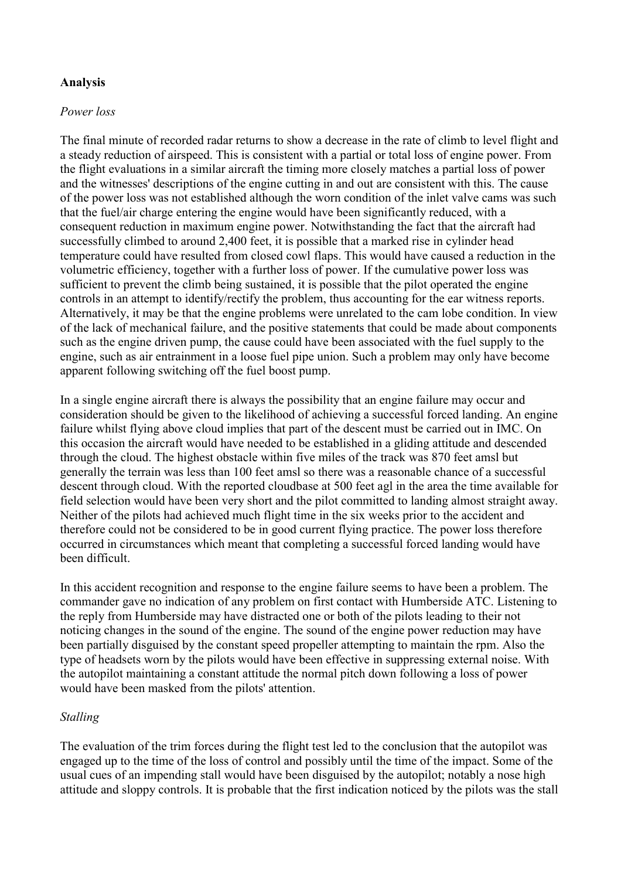**Analysis**

*Power loss*

The final minute of recorded radar returns to show a decrease in the rate of climb to level flight and a steady reduction of airspeed. This is consistent with a partial or total loss of engine power. From the flight evaluations in a similar aircraft the timing more closely matches a partial loss of power and the witnesses' descriptions of the engine cutting in and out are consistent with this. The cause of the power loss was not established although the worn condition of the inlet valve cams was such that the fuel/air charge entering the engine would have been significantly reduced, with a consequent reduction in maximum engine power. Notwithstanding the fact that the aircraft had successfully climbed to around 2,400 feet, it is possible that a marked rise in cylinder head temperature could have resulted from closed cowl flaps. This would have caused a reduction in the volumetric efficiency, together with a further loss of power. If the cumulative power loss was sufficient to prevent the climb being sustained, it is possible that the pilot operated the engine controls in an attempt to identify/rectify the problem, thus accounting for the ear witness reports. Alternatively, it may be that the engine problems were unrelated to the cam lobe condition. In view of the lack of mechanical failure, and the positive statements that could be made about components such as the engine driven pump, the cause could have been associated with the fuel supply to the engine, such as air entrainment in a loose fuel pipe union. Such a problem may only have become apparent following switching off the fuel boost pump.

In a single engine aircraft there is always the possibility that an engine failure may occur and consideration should be given to the likelihood of achieving a successful forced landing. An engine failure whilst flying above cloud implies that part of the descent must be carried out in IMC. On this occasion the aircraft would have needed to be established in a gliding attitude and descended through the cloud. The highest obstacle within five miles of the track was 870 feet amsl but generally the terrain was less than 100 feet amsl so there was a reasonable chance of a successful descent through cloud. With the reported cloudbase at 500 feet agl in the area the time available for field selection would have been very short and the pilot committed to landing almost straight away. Neither of the pilots had achieved much flight time in the six weeks prior to the accident and therefore could not be considered to be in good current flying practice. The power loss therefore occurred in circumstances which meant that completing a successful forced landing would have been difficult.

In this accident recognition and response to the engine failure seems to have been a problem. The commander gave no indication of any problem on first contact with Humberside ATC. Listening to the reply from Humberside may have distracted one or both of the pilots leading to their not noticing changes in the sound of the engine. The sound of the engine power reduction may have been partially disguised by the constant speed propeller attempting to maintain the rpm. Also the type of headsets worn by the pilots would have been effective in suppressing external noise. With the autopilot maintaining a constant attitude the normal pitch down following a loss of power would have been masked from the pilots' attention.

*Stalling*

The evaluation of the trim forces during the flight test led to the conclusion that the autopilot was engaged up to the time of the loss of control and possibly until the time of the impact. Some of the usual cues of an impending stall would have been disguised by the autopilot; notably a nose high attitude and sloppy controls. It is probable that the first indication noticed by the pilots was the stall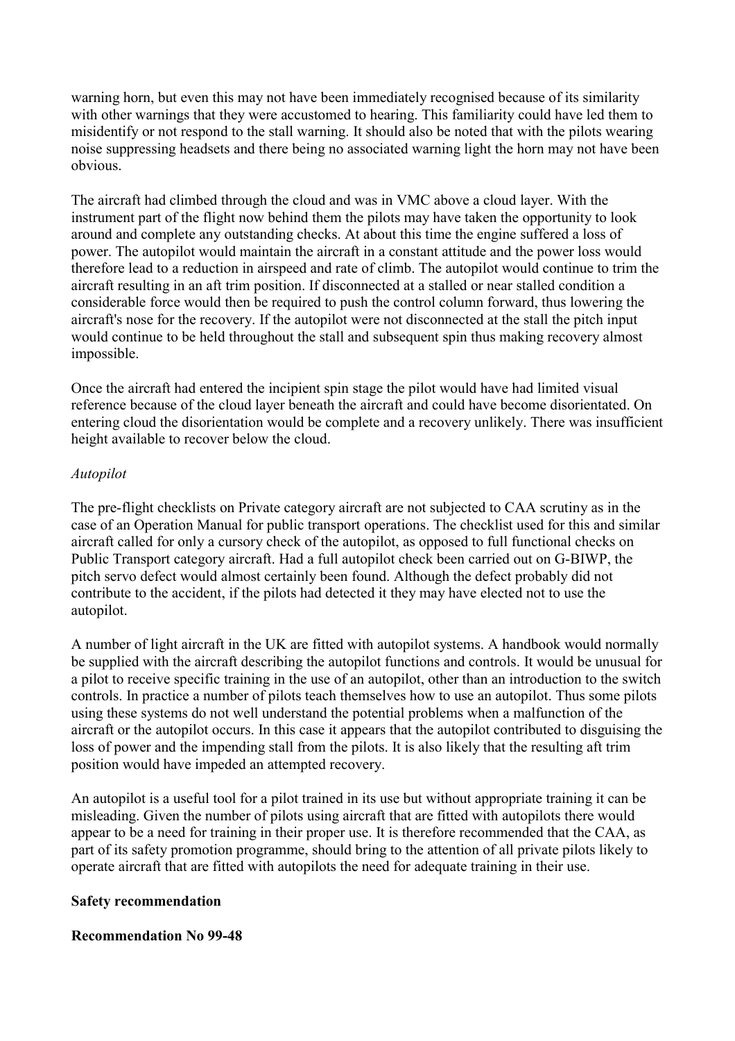warning horn, but even this may not have been immediately recognised because of its similarity with other warnings that they were accustomed to hearing. This familiarity could have led them to misidentify or not respond to the stall warning. It should also be noted that with the pilots wearing noise suppressing headsets and there being no associated warning light the horn may not have been obvious.

The aircraft had climbed through the cloud and was in VMC above a cloud layer. With the instrument part of the flight now behind them the pilots may have taken the opportunity to look around and complete any outstanding checks. At about this time the engine suffered a loss of power. The autopilot would maintain the aircraft in a constant attitude and the power loss would therefore lead to a reduction in airspeed and rate of climb. The autopilot would continue to trim the aircraft resulting in an aft trim position. If disconnected at a stalled or near stalled condition a considerable force would then be required to push the control column forward, thus lowering the aircraft's nose for the recovery. If the autopilot were not disconnected at the stall the pitch input would continue to be held throughout the stall and subsequent spin thus making recovery almost impossible.

Once the aircraft had entered the incipient spin stage the pilot would have had limited visual reference because of the cloud layer beneath the aircraft and could have become disorientated. On entering cloud the disorientation would be complete and a recovery unlikely. There was insufficient height available to recover below the cloud.

*Autopilot*

The pre-flight checklists on Private category aircraft are not subjected to CAA scrutiny as in the case of an Operation Manual for public transport operations. The checklist used for this and similar aircraft called for only a cursory check of the autopilot, as opposed to full functional checks on Public Transport category aircraft. Had a full autopilot check been carried out on G-BIWP, the pitch servo defect would almost certainly been found. Although the defect probably did not contribute to the accident, if the pilots had detected it they may have elected not to use the autopilot.

A number of light aircraft in the UK are fitted with autopilot systems. A handbook would normally be supplied with the aircraft describing the autopilot functions and controls. It would be unusual for a pilot to receive specific training in the use of an autopilot, other than an introduction to the switch controls. In practice a number of pilots teach themselves how to use an autopilot. Thus some pilots using these systems do not well understand the potential problems when a malfunction of the aircraft or the autopilot occurs. In this case it appears that the autopilot contributed to disguising the loss of power and the impending stall from the pilots. It is also likely that the resulting aft trim position would have impeded an attempted recovery.

An autopilot is a useful tool for a pilot trained in its use but without appropriate training it can be misleading. Given the number of pilots using aircraft that are fitted with autopilots there would appear to be a need for training in their proper use. It is therefore recommended that the CAA, as part of its safety promotion programme, should bring to the attention of all private pilots likely to operate aircraft that are fitted with autopilots the need for adequate training in their use.

**Safety recommendation**

**Recommendation No 99-48**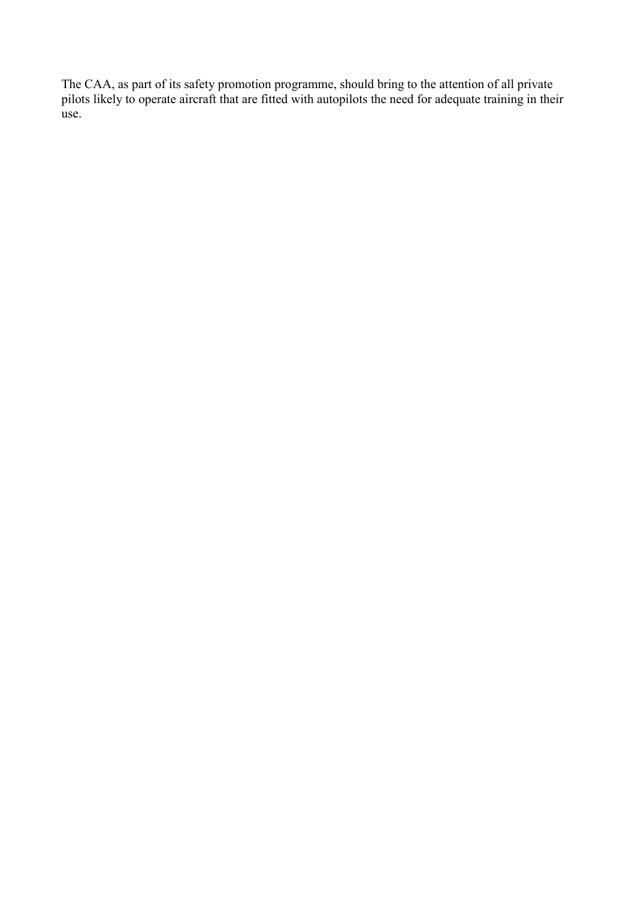The CAA, as part of its safety promotion programme, should bring to the attention of all private pilots likely to operate aircraft that are fitted with autopilots the need for adequate training in their use.